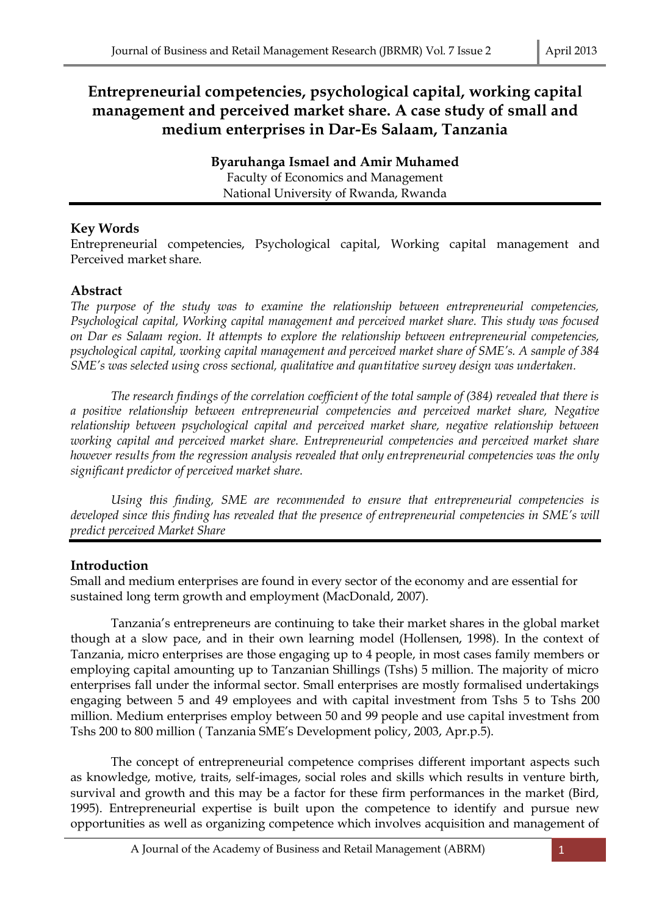# Entrepreneurial competencies, psychological capital, working capital management and perceived market share. A case study of small and medium enterprises in Dar-Es Salaam, Tanzania

**Byaruhanga Ismael and Amir Muhamed**

Faculty of Economics and Management

National University of Rwanda, Rwanda

## Key Words

Entrepreneurial competencies, Psychological capital, Working capital management and Perceived market share.

## Abstract

*The purpose of the study was to examine the relationship between entrepreneurial competencies, Psychological capital, Working capital management and perceived market share. This study was focused on Dar es Salaam region. It attempts to explore the relationship between entrepreneurial competencies, psychological capital, working capital management and perceived market share of SME's. A sample of 384 SME's was selected using cross sectional, qualitative and quantitative survey design was undertaken.*

*The research findings of the correlation coefficient of the total sample of (384) revealed that there is a positive relationship between entrepreneurial competencies and perceived market share, Negative relationship between psychological capital and perceived market share, negative relationship between working capital and perceived market share. Entrepreneurial competencies and perceived market share however results from the regression analysis revealed that only entrepreneurial competencies was the only significant predictor of perceived market share.*

*Using this finding, SME are recommended to ensure that entrepreneurial competencies is developed since this finding has revealed that the presence of entrepreneurial competencies in SME's will predict perceived Market Share*

## Introduction

Small and medium enterprises are found in every sector of the economy and are essential for sustained long term growth and employment (MacDonald, 2007).

Tanzania's entrepreneurs are continuing to take their market shares in the global market though at a slow pace, and in their own learning model (Hollensen, 1998). In the context of Tanzania, micro enterprises are those engaging up to 4 people, in most cases family members or employing capital amounting up to Tanzanian Shillings (Tshs) 5 million. The majority of micro enterprises fall under the informal sector. Small enterprises are mostly formalised undertakings engaging between 5 and 49 employees and with capital investment from Tshs 5 to Tshs 200 million. Medium enterprises employ between 50 and 99 people and use capital investment from Tshs 200 to 800 million ( Tanzania SME's Development policy, 2003, Apr.p.5).

The concept of entrepreneurial competence comprises different important aspects such as knowledge, motive, traits, self-images, social roles and skills which results in venture birth, survival and growth and this may be a factor for these firm performances in the market (Bird, 1995). Entrepreneurial expertise is built upon the competence to identify and pursue new opportunities as well as organizing competence which involves acquisition and management of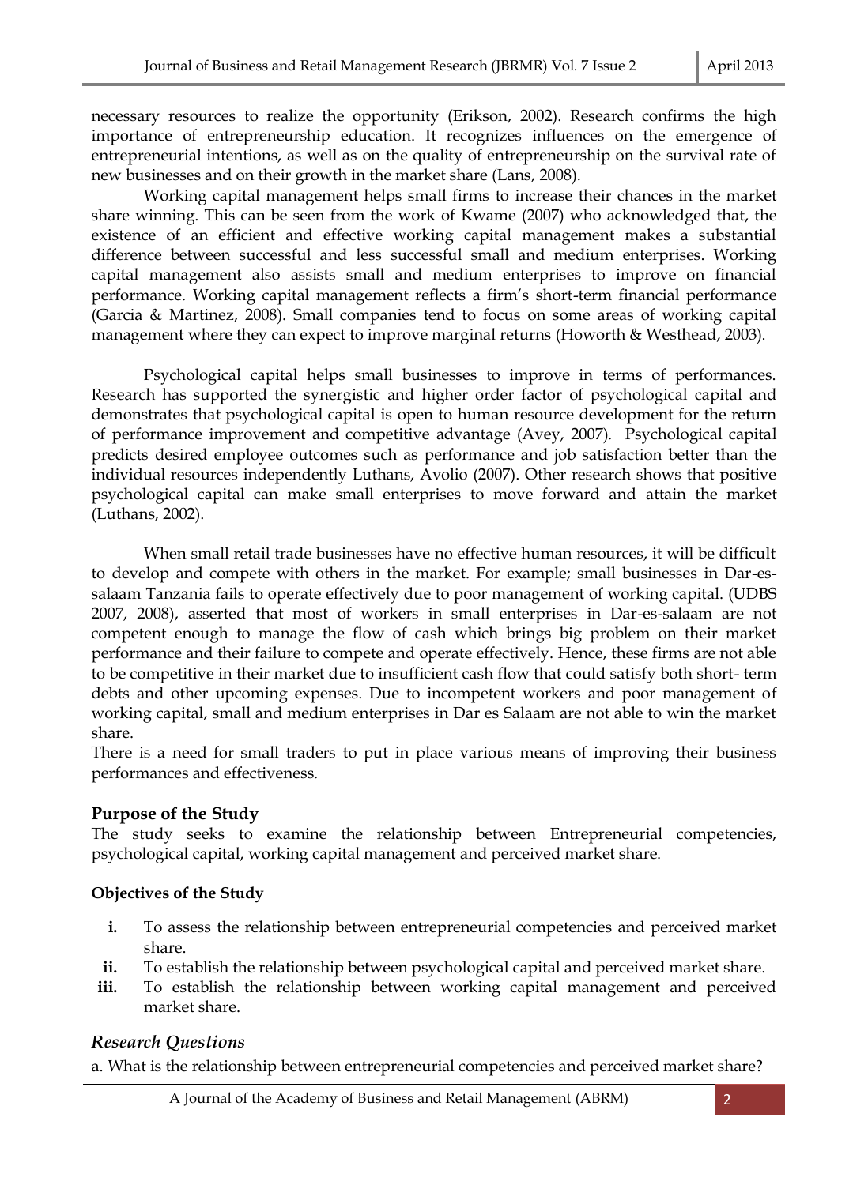necessary resources to realize the opportunity (Erikson, 2002). Research confirms the high importance of entrepreneurship education. It recognizes influences on the emergence of entrepreneurial intentions, as well as on the quality of entrepreneurship on the survival rate of new businesses and on their growth in the market share (Lans, 2008).

Working capital management helps small firms to increase their chances in the market share winning. This can be seen from the work of Kwame (2007) who acknowledged that, the existence of an efficient and effective working capital management makes a substantial difference between successful and less successful small and medium enterprises. Working capital management also assists small and medium enterprises to improve on financial performance. Working capital management reflects a firm's short-term financial performance (Garcia & Martinez, 2008). Small companies tend to focus on some areas of working capital management where they can expect to improve marginal returns (Howorth & Westhead, 2003).

Psychological capital helps small businesses to improve in terms of performances. Research has supported the synergistic and higher order factor of psychological capital and demonstrates that psychological capital is open to human resource development for the return of performance improvement and competitive advantage (Avey, 2007). Psychological capital predicts desired employee outcomes such as performance and job satisfaction better than the individual resources independently Luthans, Avolio (2007). Other research shows that positive psychological capital can make small enterprises to move forward and attain the market (Luthans, 2002).

When small retail trade businesses have no effective human resources, it will be difficult to develop and compete with others in the market. For example; small businesses in Dar-es-salaam Tanzania fails to operate effectively due to poor management of working capital. (UDBS 2007, 2008), asserted that most of workers in small enterprises in Dar-es-salaam are not competent enough to manage the flow of cash which brings big problem on their market performance and their failure to compete and operate effectively. Hence, these firms are not able to be competitive in their market due to insufficient cash flow that could satisfy both short- term debts and other upcoming expenses. Due to incompetent workers and poor management of working capital, small and medium enterprises in Dar es Salaam are not able to win the market share.

There is a need for small traders to put in place various means of improving their business performances and effectiveness.

## Purpose of the Study

The study seeks to examine the relationship between Entrepreneurial competencies, psychological capital, working capital management and perceived market share.

### Objectives of the Study

i. To assess the relationship between entrepreneurial competencies and perceived market share.
ii. To establish the relationship between psychological capital and perceived market share.
iii. To establish the relationship between working capital management and perceived market share.

### *Research Questions*

a. What is the relationship between entrepreneurial competencies and perceived market share?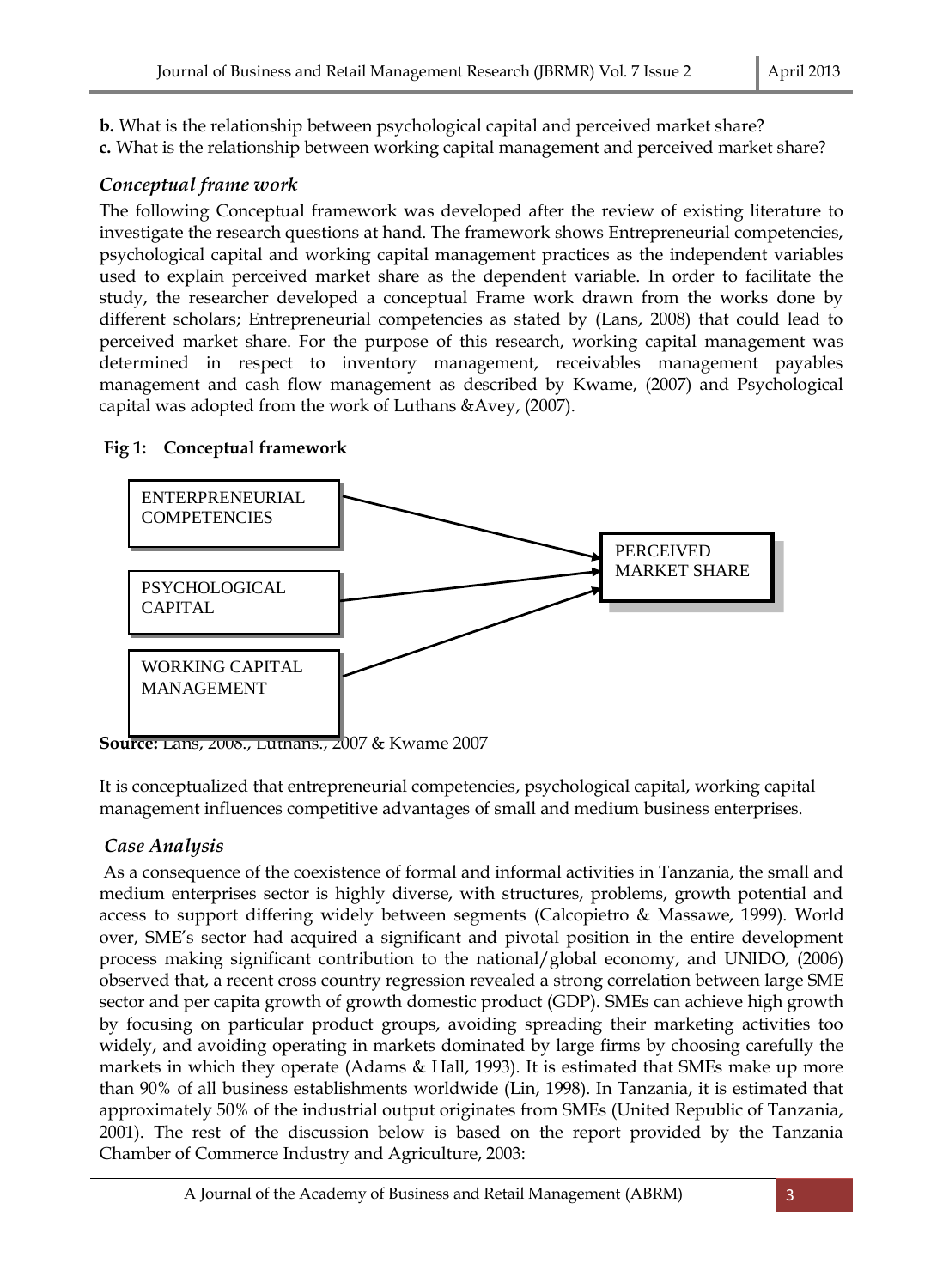**b.** What is the relationship between psychological capital and perceived market share?
**c.** What is the relationship between working capital management and perceived market share?

### *Conceptual frame work*

The following Conceptual framework was developed after the review of existing literature to investigate the research questions at hand. The framework shows Entrepreneurial competencies, psychological capital and working capital management practices as the independent variables used to explain perceived market share as the dependent variable. In order to facilitate the study, the researcher developed a conceptual Frame work drawn from the works done by different scholars; Entrepreneurial competencies as stated by (Lans, 2008) that could lead to perceived market share. For the purpose of this research, working capital management was determined in respect to inventory management, receivables management payables management and cash flow management as described by Kwame, (2007) and Psychological capital was adopted from the work of Luthans &Avey, (2007).

**Fig 1: Conceptual framework**

ENTERPRENEURIAL COMPETENCIES → PERCEIVED MARKET SHARE

PSYCHOLOGICAL CAPITAL → PERCEIVED MARKET SHARE

WORKING CAPITAL MANAGEMENT → PERCEIVED MARKET SHARE

**Source:** Lans, 2008., Luthans., 2007 & Kwame 2007

It is conceptualized that entrepreneurial competencies, psychological capital, working capital management influences competitive advantages of small and medium business enterprises.

### *Case Analysis*

As a consequence of the coexistence of formal and informal activities in Tanzania, the small and medium enterprises sector is highly diverse, with structures, problems, growth potential and access to support differing widely between segments (Calcopietro & Massawe, 1999). World over, SME's sector had acquired a significant and pivotal position in the entire development process making significant contribution to the national/global economy, and UNIDO, (2006) observed that, a recent cross country regression revealed a strong correlation between large SME sector and per capita growth of growth domestic product (GDP). SMEs can achieve high growth by focusing on particular product groups, avoiding spreading their marketing activities too widely, and avoiding operating in markets dominated by large firms by choosing carefully the markets in which they operate (Adams & Hall, 1993). It is estimated that SMEs make up more than 90% of all business establishments worldwide (Lin, 1998). In Tanzania, it is estimated that approximately 50% of the industrial output originates from SMEs (United Republic of Tanzania, 2001). The rest of the discussion below is based on the report provided by the Tanzania Chamber of Commerce Industry and Agriculture, 2003: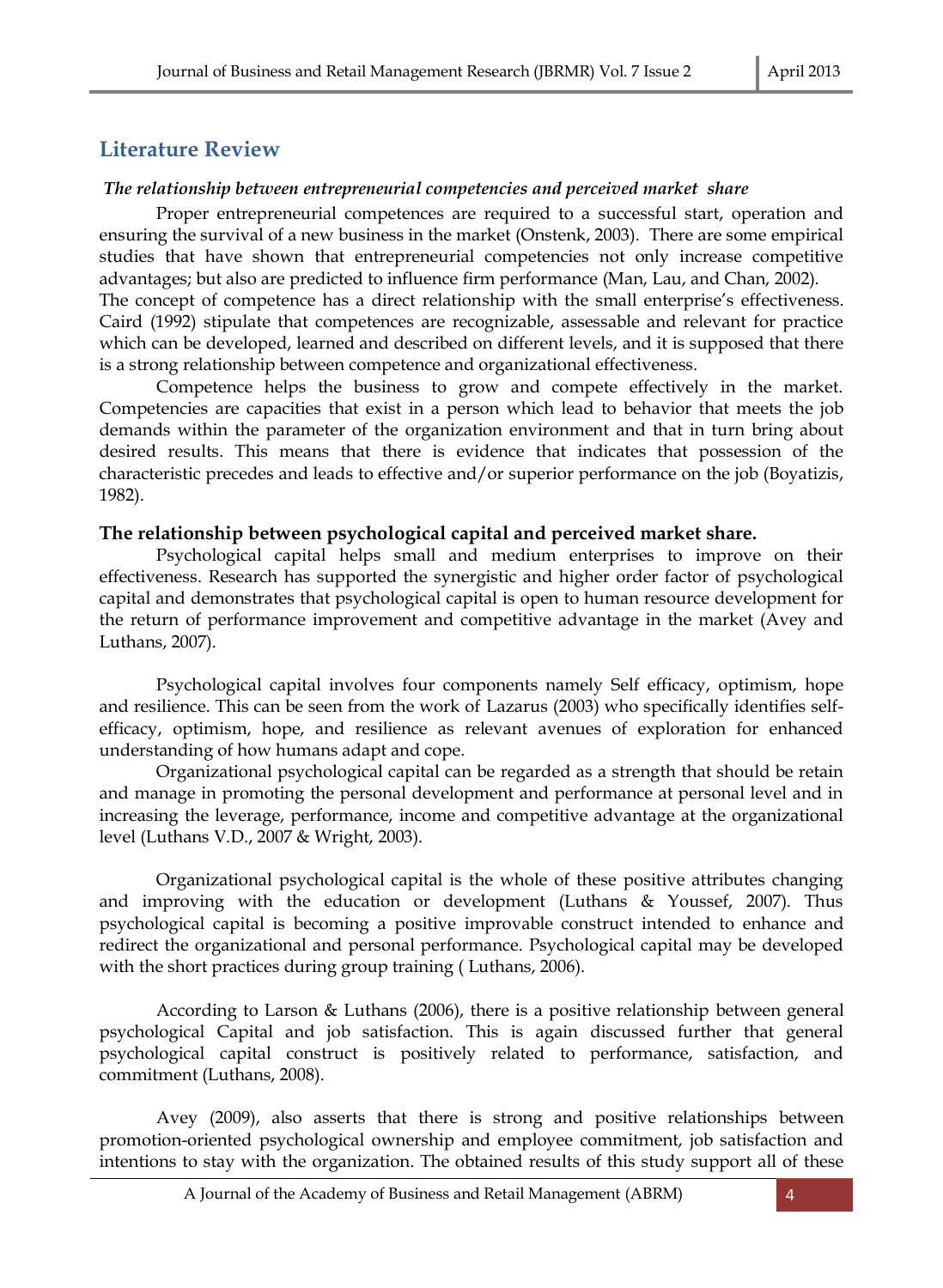## Literature Review

***The relationship between entrepreneurial competencies and perceived market share***

Proper entrepreneurial competences are required to a successful start, operation and ensuring the survival of a new business in the market (Onstenk, 2003). There are some empirical studies that have shown that entrepreneurial competencies not only increase competitive advantages; but also are predicted to influence firm performance (Man, Lau, and Chan, 2002). The concept of competence has a direct relationship with the small enterprise's effectiveness. Caird (1992) stipulate that competences are recognizable, assessable and relevant for practice which can be developed, learned and described on different levels, and it is supposed that there is a strong relationship between competence and organizational effectiveness.

Competence helps the business to grow and compete effectively in the market. Competencies are capacities that exist in a person which lead to behavior that meets the job demands within the parameter of the organization environment and that in turn bring about desired results. This means that there is evidence that indicates that possession of the characteristic precedes and leads to effective and/or superior performance on the job (Boyatizis, 1982).

**The relationship between psychological capital and perceived market share.**

Psychological capital helps small and medium enterprises to improve on their effectiveness. Research has supported the synergistic and higher order factor of psychological capital and demonstrates that psychological capital is open to human resource development for the return of performance improvement and competitive advantage in the market (Avey and Luthans, 2007).

Psychological capital involves four components namely Self efficacy, optimism, hope and resilience. This can be seen from the work of Lazarus (2003) who specifically identifies self-efficacy, optimism, hope, and resilience as relevant avenues of exploration for enhanced understanding of how humans adapt and cope.

Organizational psychological capital can be regarded as a strength that should be retain and manage in promoting the personal development and performance at personal level and in increasing the leverage, performance, income and competitive advantage at the organizational level (Luthans V.D., 2007 & Wright, 2003).

Organizational psychological capital is the whole of these positive attributes changing and improving with the education or development (Luthans & Youssef, 2007). Thus psychological capital is becoming a positive improvable construct intended to enhance and redirect the organizational and personal performance. Psychological capital may be developed with the short practices during group training ( Luthans, 2006).

According to Larson & Luthans (2006), there is a positive relationship between general psychological Capital and job satisfaction. This is again discussed further that general psychological capital construct is positively related to performance, satisfaction, and commitment (Luthans, 2008).

Avey (2009), also asserts that there is strong and positive relationships between promotion-oriented psychological ownership and employee commitment, job satisfaction and intentions to stay with the organization. The obtained results of this study support all of these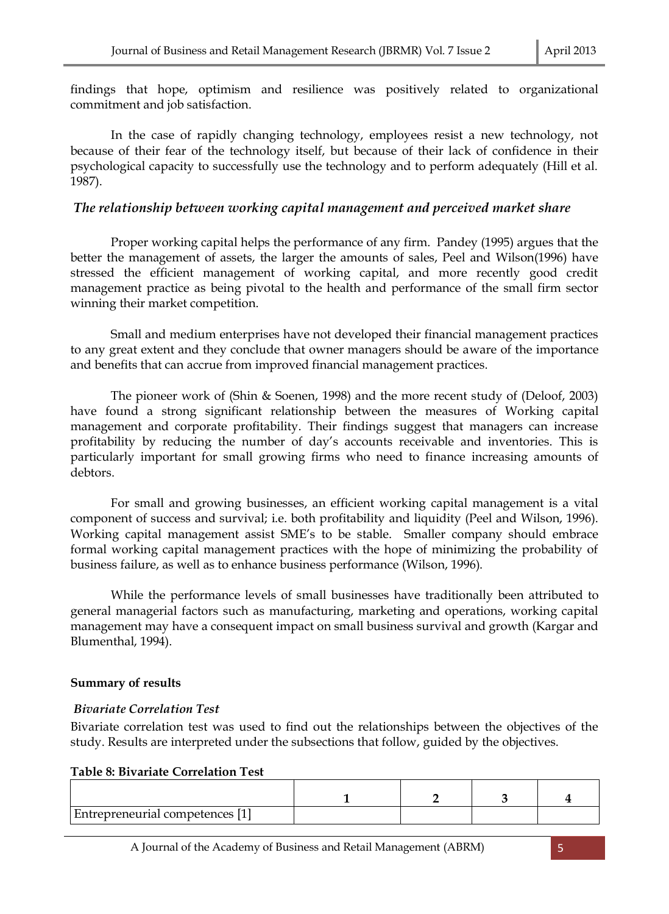findings that hope, optimism and resilience was positively related to organizational commitment and job satisfaction.

In the case of rapidly changing technology, employees resist a new technology, not because of their fear of the technology itself, but because of their lack of confidence in their psychological capacity to successfully use the technology and to perform adequately (Hill et al. 1987).

### *The relationship between working capital management and perceived market share*

Proper working capital helps the performance of any firm. Pandey (1995) argues that the better the management of assets, the larger the amounts of sales, Peel and Wilson(1996) have stressed the efficient management of working capital, and more recently good credit management practice as being pivotal to the health and performance of the small firm sector winning their market competition.

Small and medium enterprises have not developed their financial management practices to any great extent and they conclude that owner managers should be aware of the importance and benefits that can accrue from improved financial management practices.

The pioneer work of (Shin & Soenen, 1998) and the more recent study of (Deloof, 2003) have found a strong significant relationship between the measures of Working capital management and corporate profitability. Their findings suggest that managers can increase profitability by reducing the number of day's accounts receivable and inventories. This is particularly important for small growing firms who need to finance increasing amounts of debtors.

For small and growing businesses, an efficient working capital management is a vital component of success and survival; i.e. both profitability and liquidity (Peel and Wilson, 1996). Working capital management assist SME's to be stable. Smaller company should embrace formal working capital management practices with the hope of minimizing the probability of business failure, as well as to enhance business performance (Wilson, 1996).

While the performance levels of small businesses have traditionally been attributed to general managerial factors such as manufacturing, marketing and operations, working capital management may have a consequent impact on small business survival and growth (Kargar and Blumenthal, 1994).

**Summary of results**

*Bivariate Correlation Test*

Bivariate correlation test was used to find out the relationships between the objectives of the study. Results are interpreted under the subsections that follow, guided by the objectives.

**Table 8: Bivariate Correlation Test**

| | 1 | 2 | 3 | 4 |
|---|---|---|---|---|
| Entrepreneurial competences [1] | | | | |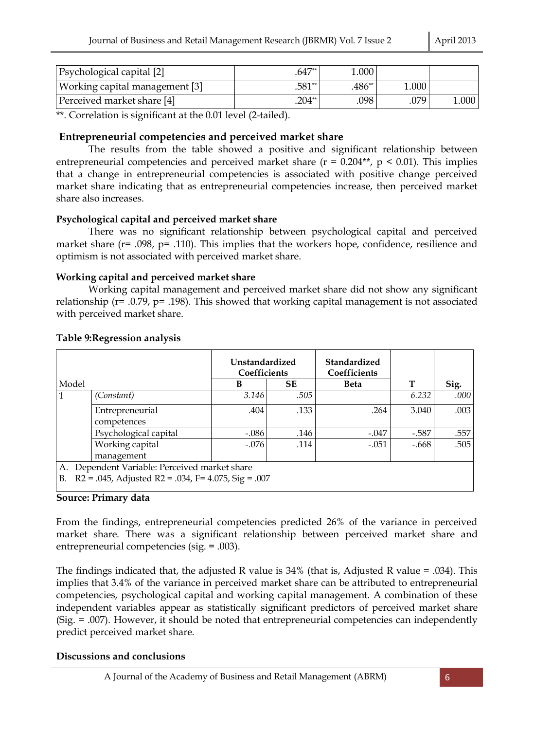| Psychological capital [2] | .647** | 1.000 | | |
|---|---|---|---|---|
| Working capital management [3] | .581** | .486** | 1.000 | |
| Perceived market share [4] | .204** | .098 | .079 | 1.000 |

**. Correlation is significant at the 0.01 level (2-tailed).

### Entrepreneurial competencies and perceived market share

The results from the table showed a positive and significant relationship between entrepreneurial competencies and perceived market share ($r = 0.204^{**}$, $p < 0.01$). This implies that a change in entrepreneurial competencies is associated with positive change perceived market share indicating that as entrepreneurial competencies increase, then perceived market share also increases.

### Psychological capital and perceived market share

There was no significant relationship between psychological capital and perceived market share ($r= .098$, $p= .110$). This implies that the workers hope, confidence, resilience and optimism is not associated with perceived market share.

### Working capital and perceived market share

Working capital management and perceived market share did not show any significant relationship ($r= .0.79$, $p= .198$). This showed that working capital management is not associated with perceived market share.

**Table 9:Regression analysis**

| Model | | Unstandardized Coefficients | | Standardized Coefficients | | |
|---|---|---|---|---|---|---|
| | | B | SE | Beta | T | Sig. |
| 1 | *(Constant)* | *3.146* | *.505* | | *6.232* | *.000* |
| | Entrepreneurial competences | .404 | .133 | .264 | 3.040 | .003 |
| | Psychological capital | -.086 | .146 | -.047 | -.587 | .557 |
| | Working capital management | -.076 | .114 | -.051 | -.668 | .505 |

A. Dependent Variable: Perceived market share
B. R2 = .045, Adjusted R2 = .034, F= 4.075, Sig = .007

**Source: Primary data**

From the findings, entrepreneurial competencies predicted 26% of the variance in perceived market share. There was a significant relationship between perceived market share and entrepreneurial competencies (sig. = .003).

The findings indicated that, the adjusted R value is 34% (that is, Adjusted R value = .034). This implies that 3.4% of the variance in perceived market share can be attributed to entrepreneurial competencies, psychological capital and working capital management. A combination of these independent variables appear as statistically significant predictors of perceived market share (Sig. = .007). However, it should be noted that entrepreneurial competencies can independently predict perceived market share.

### Discussions and conclusions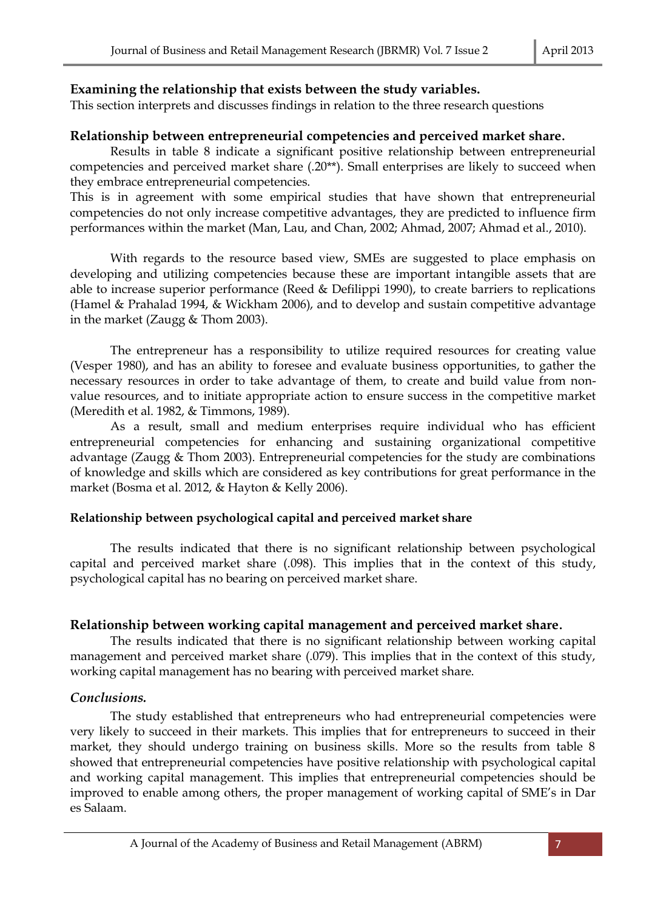## Examining the relationship that exists between the study variables.

This section interprets and discusses findings in relation to the three research questions

## Relationship between entrepreneurial competencies and perceived market share.

Results in table 8 indicate a significant positive relationship between entrepreneurial competencies and perceived market share (.20**). Small enterprises are likely to succeed when they embrace entrepreneurial competencies.

This is in agreement with some empirical studies that have shown that entrepreneurial competencies do not only increase competitive advantages, they are predicted to influence firm performances within the market (Man, Lau, and Chan, 2002; Ahmad, 2007; Ahmad et al., 2010).

With regards to the resource based view, SMEs are suggested to place emphasis on developing and utilizing competencies because these are important intangible assets that are able to increase superior performance (Reed & Defilippi 1990), to create barriers to replications (Hamel & Prahalad 1994, & Wickham 2006), and to develop and sustain competitive advantage in the market (Zaugg & Thom 2003).

The entrepreneur has a responsibility to utilize required resources for creating value (Vesper 1980), and has an ability to foresee and evaluate business opportunities, to gather the necessary resources in order to take advantage of them, to create and build value from non-value resources, and to initiate appropriate action to ensure success in the competitive market (Meredith et al. 1982, & Timmons, 1989).

As a result, small and medium enterprises require individual who has efficient entrepreneurial competencies for enhancing and sustaining organizational competitive advantage (Zaugg & Thom 2003). Entrepreneurial competencies for the study are combinations of knowledge and skills which are considered as key contributions for great performance in the market (Bosma et al. 2012, & Hayton & Kelly 2006).

### Relationship between psychological capital and perceived market share

The results indicated that there is no significant relationship between psychological capital and perceived market share (.098). This implies that in the context of this study, psychological capital has no bearing on perceived market share.

## Relationship between working capital management and perceived market share.

The results indicated that there is no significant relationship between working capital management and perceived market share (.079). This implies that in the context of this study, working capital management has no bearing with perceived market share.

### *Conclusions.*

The study established that entrepreneurs who had entrepreneurial competencies were very likely to succeed in their markets. This implies that for entrepreneurs to succeed in their market, they should undergo training on business skills. More so the results from table 8 showed that entrepreneurial competencies have positive relationship with psychological capital and working capital management. This implies that entrepreneurial competencies should be improved to enable among others, the proper management of working capital of SME's in Dar es Salaam.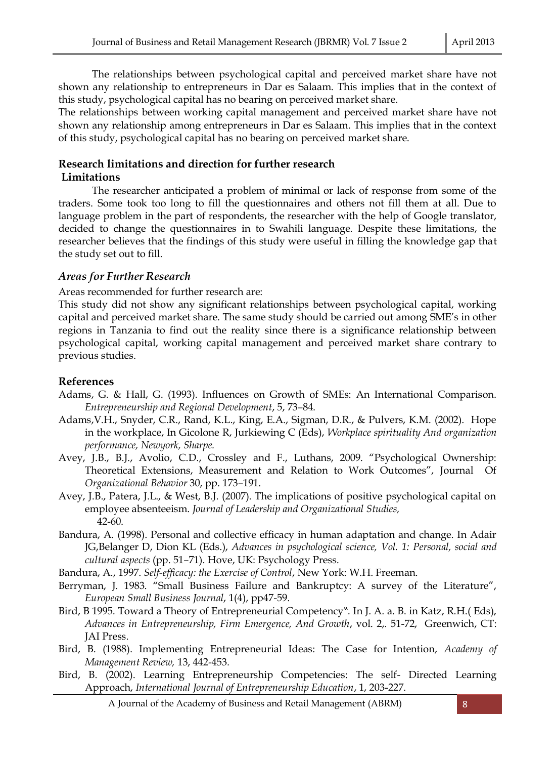The relationships between psychological capital and perceived market share have not shown any relationship to entrepreneurs in Dar es Salaam. This implies that in the context of this study, psychological capital has no bearing on perceived market share.

The relationships between working capital management and perceived market share have not shown any relationship among entrepreneurs in Dar es Salaam. This implies that in the context of this study, psychological capital has no bearing on perceived market share.

## Research limitations and direction for further research

### Limitations

The researcher anticipated a problem of minimal or lack of response from some of the traders. Some took too long to fill the questionnaires and others not fill them at all. Due to language problem in the part of respondents, the researcher with the help of Google translator, decided to change the questionnaires in to Swahili language. Despite these limitations, the researcher believes that the findings of this study were useful in filling the knowledge gap that the study set out to fill.

### *Areas for Further Research*

Areas recommended for further research are:

This study did not show any significant relationships between psychological capital, working capital and perceived market share. The same study should be carried out among SME's in other regions in Tanzania to find out the reality since there is a significance relationship between psychological capital, working capital management and perceived market share contrary to previous studies.

## References

Adams, G. & Hall, G. (1993). Influences on Growth of SMEs: An International Comparison. *Entrepreneurship and Regional Development*, 5, 73–84.

Adams,V.H., Snyder, C.R., Rand, K.L., King, E.A., Sigman, D.R., & Pulvers, K.M. (2002). Hope in the workplace, In Gicolone R, Jurkiewing C (Eds), *Workplace spirituality And organization performance, Newyork, Sharpe.*

Avey, J.B., B.J., Avolio, C.D., Crossley and F., Luthans, 2009. "Psychological Ownership: Theoretical Extensions, Measurement and Relation to Work Outcomes", Journal Of *Organizational Behavior* 30, pp. 173–191.

Avey, J.B., Patera, J.L., & West, B.J. (2007). The implications of positive psychological capital on employee absenteeism. *Journal of Leadership and Organizational Studies,* 42-60.

Bandura, A. (1998). Personal and collective efficacy in human adaptation and change. In Adair JG,Belanger D, Dion KL (Eds.), *Advances in psychological science, Vol. 1: Personal, social and cultural aspects* (pp. 51–71). Hove, UK: Psychology Press.

Bandura, A., 1997. *Self-efficacy: the Exercise of Control*, New York: W.H. Freeman.

Berryman, J. 1983. "Small Business Failure and Bankruptcy: A survey of the Literature", *European Small Business Journal*, 1(4), pp47-59.

Bird, B 1995. Toward a Theory of Entrepreneurial Competency". In J. A. a. B. in Katz, R.H.( Eds), *Advances in Entrepreneurship, Firm Emergence, And Growth*, vol. 2,. 51-72, Greenwich, CT: JAI Press.

Bird, B. (1988). Implementing Entrepreneurial Ideas: The Case for Intention, *Academy of Management Review,* 13, 442-453.

Bird, B. (2002). Learning Entrepreneurship Competencies: The self- Directed Learning Approach, *International Journal of Entrepreneurship Education*, 1, 203-227.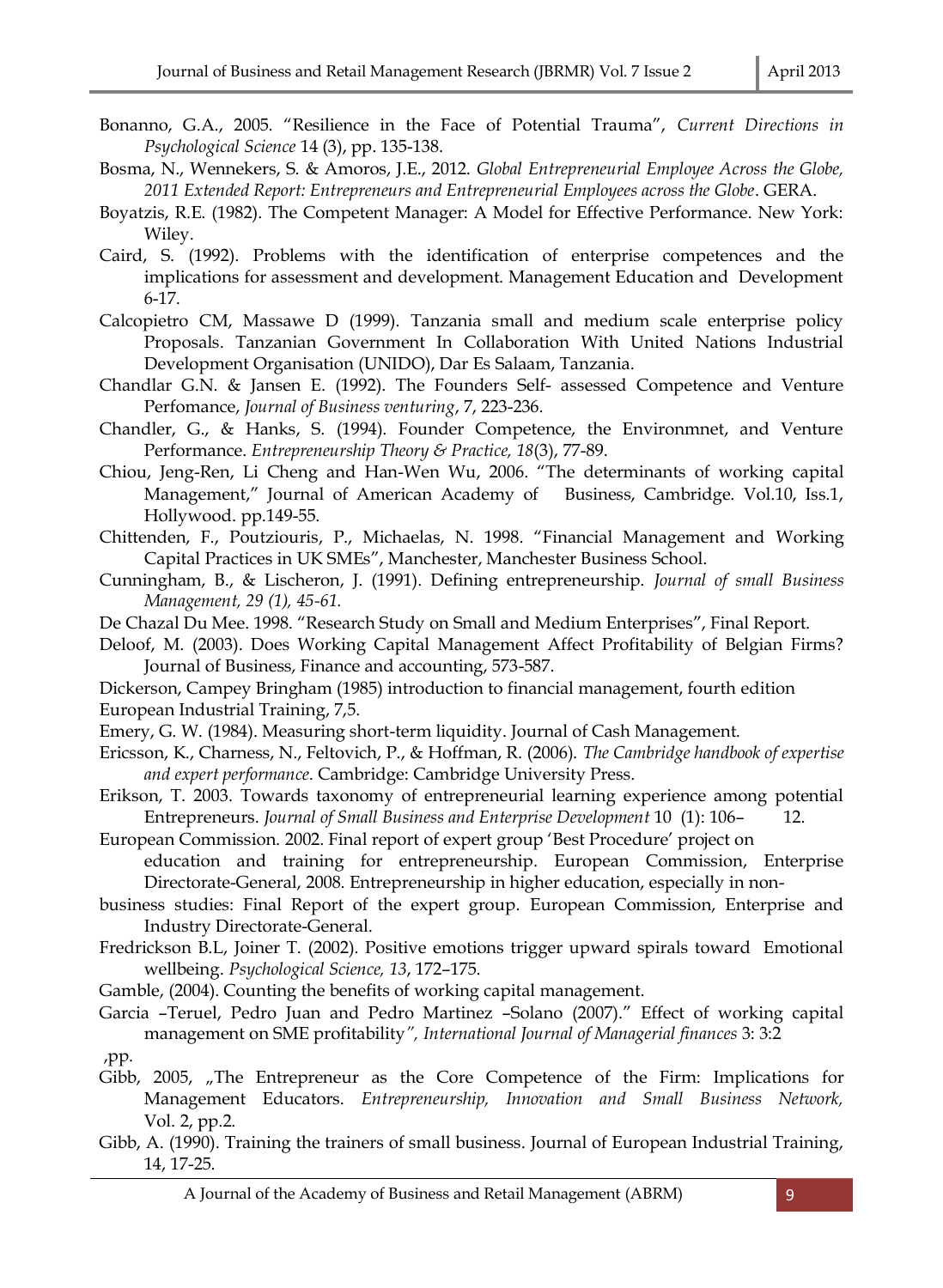Bonanno, G.A., 2005. "Resilience in the Face of Potential Trauma", *Current Directions in Psychological Science* 14 (3), pp. 135-138.

Bosma, N., Wennekers, S. & Amoros, J.E., 2012. *Global Entrepreneurial Employee Across the Globe, 2011 Extended Report: Entrepreneurs and Entrepreneurial Employees across the Globe*. GERA.

Boyatzis, R.E. (1982). The Competent Manager: A Model for Effective Performance. New York: Wiley.

Caird, S. (1992). Problems with the identification of enterprise competences and the implications for assessment and development. Management Education and Development 6-17.

Calcopietro CM, Massawe D (1999). Tanzania small and medium scale enterprise policy Proposals. Tanzanian Government In Collaboration With United Nations Industrial Development Organisation (UNIDO), Dar Es Salaam, Tanzania.

Chandlar G.N. & Jansen E. (1992). The Founders Self- assessed Competence and Venture Perfomance, *Journal of Business venturing*, 7, 223-236.

Chandler, G., & Hanks, S. (1994). Founder Competence, the Environmnet, and Venture Performance. *Entrepreneurship Theory & Practice, 18*(3), 77-89.

Chiou, Jeng-Ren, Li Cheng and Han-Wen Wu, 2006. "The determinants of working capital Management," Journal of American Academy of Business, Cambridge. Vol.10, Iss.1, Hollywood. pp.149-55.

Chittenden, F., Poutziouris, P., Michaelas, N. 1998. "Financial Management and Working Capital Practices in UK SMEs", Manchester, Manchester Business School.

Cunningham, B., & Lischeron, J. (1991). Defining entrepreneurship. *Journal of small Business Management, 29 (1), 45-61.*

De Chazal Du Mee. 1998. "Research Study on Small and Medium Enterprises", Final Report.

Deloof, M. (2003). Does Working Capital Management Affect Profitability of Belgian Firms? Journal of Business, Finance and accounting, 573-587.

Dickerson, Campey Bringham (1985) introduction to financial management, fourth edition

European Industrial Training, 7,5.

Emery, G. W. (1984). Measuring short-term liquidity. Journal of Cash Management.

Ericsson, K., Charness, N., Feltovich, P., & Hoffman, R. (2006). *The Cambridge handbook of expertise and expert performance*. Cambridge: Cambridge University Press.

Erikson, T. 2003. Towards taxonomy of entrepreneurial learning experience among potential Entrepreneurs. *Journal of Small Business and Enterprise Development* 10 (1): 106– 12.

European Commission. 2002. Final report of expert group 'Best Procedure' project on education and training for entrepreneurship. European Commission, Enterprise Directorate-General, 2008. Entrepreneurship in higher education, especially in non-business studies: Final Report of the expert group. European Commission, Enterprise and Industry Directorate-General.

Fredrickson B.L, Joiner T. (2002). Positive emotions trigger upward spirals toward Emotional wellbeing. *Psychological Science, 13*, 172–175.

Gamble, (2004). Counting the benefits of working capital management.

Garcia –Teruel, Pedro Juan and Pedro Martinez –Solano (2007)." Effect of working capital management on SME profitability*", International Journal of Managerial finances* 3: 3:2 ,pp.

Gibb, 2005, „The Entrepreneur as the Core Competence of the Firm: Implications for Management Educators. *Entrepreneurship, Innovation and Small Business Network,* Vol. 2, pp.2.

Gibb, A. (1990). Training the trainers of small business. Journal of European Industrial Training, 14, 17-25.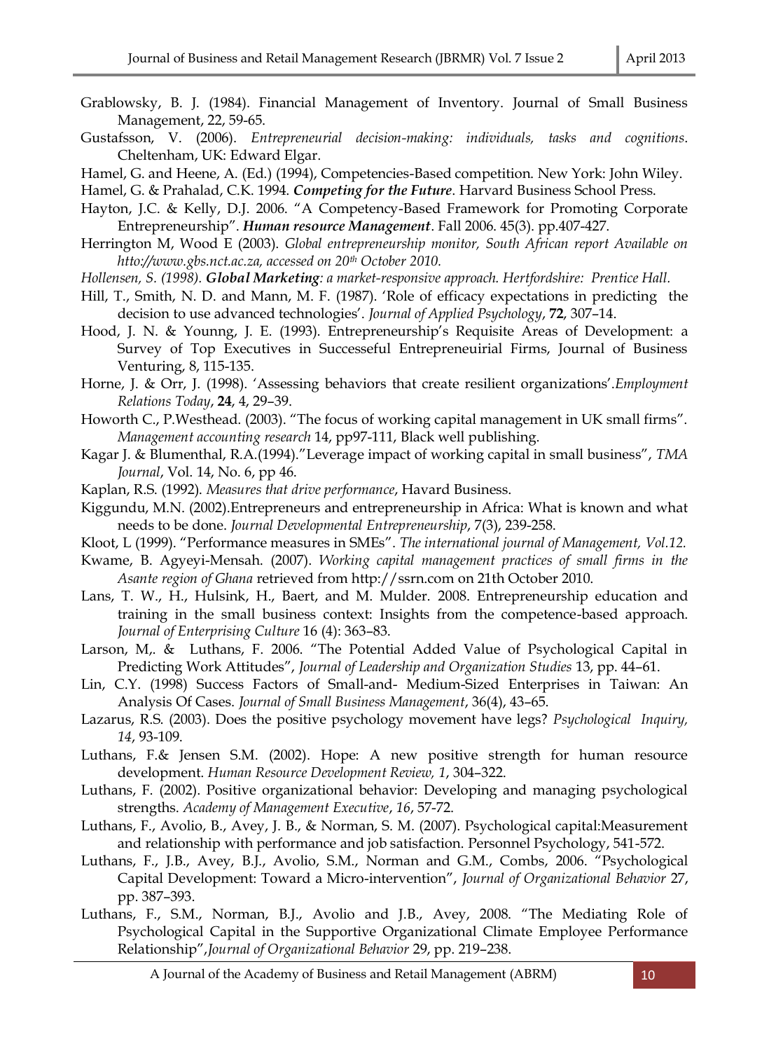Grablowsky, B. J. (1984). Financial Management of Inventory. Journal of Small Business Management, 22, 59-65.

Gustafsson, V. (2006). *Entrepreneurial decision-making: individuals, tasks and cognitions*. Cheltenham, UK: Edward Elgar.

Hamel, G. and Heene, A. (Ed.) (1994), Competencies-Based competition. New York: John Wiley.

Hamel, G. & Prahalad, C.K. 1994. ***Competing for the Future***. Harvard Business School Press.

Hayton, J.C. & Kelly, D.J. 2006. "A Competency-Based Framework for Promoting Corporate Entrepreneurship". ***Human resource Management***. Fall 2006. 45(3). pp.407-427.

Herrington M, Wood E (2003). *Global entrepreneurship monitor, South African report Available on htto://www.gbs.nct.ac.za, accessed on 20th October 2010.*

*Hollensen, S. (1998).* ***Global Marketing****: a market-responsive approach. Hertfordshire: Prentice Hall.*

Hill, T., Smith, N. D. and Mann, M. F. (1987). 'Role of efficacy expectations in predicting the decision to use advanced technologies'. *Journal of Applied Psychology*, **72**, 307–14.

Hood, J. N. & Younng, J. E. (1993). Entrepreneurship's Requisite Areas of Development: a Survey of Top Executives in Successeful Entrepreneuirial Firms, Journal of Business Venturing, 8, 115-135.

Horne, J. & Orr, J. (1998). 'Assessing behaviors that create resilient organizations'.*Employment Relations Today*, **24**, 4, 29–39.

Howorth C., P.Westhead. (2003). "The focus of working capital management in UK small firms". *Management accounting research* 14, pp97-111, Black well publishing.

Kagar J. & Blumenthal, R.A.(1994)."Leverage impact of working capital in small business", *TMA Journal*, Vol. 14, No. 6, pp 46.

Kaplan, R.S. (1992). *Measures that drive performance*, Havard Business.

Kiggundu, M.N. (2002).Entrepreneurs and entrepreneurship in Africa: What is known and what needs to be done. *Journal Developmental Entrepreneurship*, 7(3), 239-258.

Kloot, L (1999). "Performance measures in SMEs". *The international journal of Management, Vol.12.*

Kwame, B. Agyeyi-Mensah. (2007). *Working capital management practices of small firms in the Asante region of Ghana* retrieved from http://ssrn.com on 21th October 2010.

Lans, T. W., H., Hulsink, H., Baert, and M. Mulder. 2008. Entrepreneurship education and training in the small business context: Insights from the competence-based approach. *Journal of Enterprising Culture* 16 (4): 363–83.

Larson, M,. & Luthans, F. 2006. "The Potential Added Value of Psychological Capital in Predicting Work Attitudes", *Journal of Leadership and Organization Studies* 13, pp. 44–61.

Lin, C.Y. (1998) Success Factors of Small-and- Medium-Sized Enterprises in Taiwan: An Analysis Of Cases. *Journal of Small Business Management*, 36(4), 43–65.

Lazarus, R.S. (2003). Does the positive psychology movement have legs? *Psychological Inquiry, 14*, 93-109.

Luthans, F.& Jensen S.M. (2002). Hope: A new positive strength for human resource development. *Human Resource Development Review, 1*, 304–322.

Luthans, F. (2002). Positive organizational behavior: Developing and managing psychological strengths. *Academy of Management Executive*, *16*, 57-72.

Luthans, F., Avolio, B., Avey, J. B., & Norman, S. M. (2007). Psychological capital:Measurement and relationship with performance and job satisfaction. Personnel Psychology, 541-572.

Luthans, F., J.B., Avey, B.J., Avolio, S.M., Norman and G.M., Combs, 2006. "Psychological Capital Development: Toward a Micro-intervention", *Journal of Organizational Behavior* 27, pp. 387–393.

Luthans, F., S.M., Norman, B.J., Avolio and J.B., Avey, 2008. "The Mediating Role of Psychological Capital in the Supportive Organizational Climate Employee Performance Relationship",*Journal of Organizational Behavior* 29, pp. 219–238.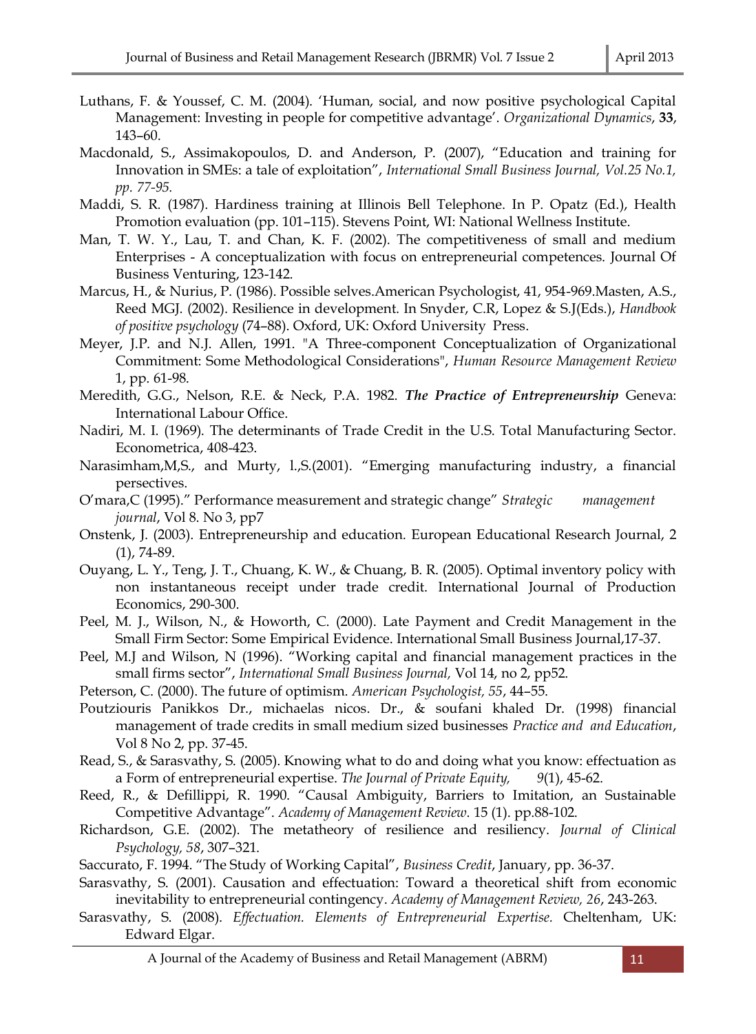Luthans, F. & Youssef, C. M. (2004). 'Human, social, and now positive psychological Capital Management: Investing in people for competitive advantage'. *Organizational Dynamics*, **33**, 143–60.

Macdonald, S., Assimakopoulos, D. and Anderson, P. (2007), "Education and training for Innovation in SMEs: a tale of exploitation", *International Small Business Journal, Vol.25 No.1, pp. 77-95.*

Maddi, S. R. (1987). Hardiness training at Illinois Bell Telephone. In P. Opatz (Ed.), Health Promotion evaluation (pp. 101–115). Stevens Point, WI: National Wellness Institute.

Man, T. W. Y., Lau, T. and Chan, K. F. (2002). The competitiveness of small and medium Enterprises - A conceptualization with focus on entrepreneurial competences. Journal Of Business Venturing, 123-142.

Marcus, H., & Nurius, P. (1986). Possible selves.American Psychologist, 41, 954-969.Masten, A.S., Reed MGJ. (2002). Resilience in development. In Snyder, C.R, Lopez & S.J(Eds.), *Handbook of positive psychology* (74–88). Oxford, UK: Oxford University Press.

Meyer, J.P. and N.J. Allen, 1991. "A Three-component Conceptualization of Organizational Commitment: Some Methodological Considerations", *Human Resource Management Review* 1, pp. 61-98.

Meredith, G.G., Nelson, R.E. & Neck, P.A. 1982. ***The Practice of Entrepreneurship*** Geneva: International Labour Office.

Nadiri, M. I. (1969). The determinants of Trade Credit in the U.S. Total Manufacturing Sector. Econometrica, 408-423.

Narasimham,M,S., and Murty, l.,S.(2001). "Emerging manufacturing industry, a financial persectives.

O'mara,C (1995)." Performance measurement and strategic change" *Strategic management journal*, Vol 8. No 3, pp7

Onstenk, J. (2003). Entrepreneurship and education. European Educational Research Journal, 2 (1), 74-89.

Ouyang, L. Y., Teng, J. T., Chuang, K. W., & Chuang, B. R. (2005). Optimal inventory policy with non instantaneous receipt under trade credit. International Journal of Production Economics, 290-300.

Peel, M. J., Wilson, N., & Howorth, C. (2000). Late Payment and Credit Management in the Small Firm Sector: Some Empirical Evidence. International Small Business Journal,17-37.

Peel, M.J and Wilson, N (1996). "Working capital and financial management practices in the small firms sector", *International Small Business Journal,* Vol 14, no 2, pp52.

Peterson, C. (2000). The future of optimism. *American Psychologist, 55*, 44–55.

Poutziouris Panikkos Dr., michaelas nicos. Dr., & soufani khaled Dr. (1998) financial management of trade credits in small medium sized businesses *Practice and and Education*, Vol 8 No 2, pp. 37-45.

Read, S., & Sarasvathy, S. (2005). Knowing what to do and doing what you know: effectuation as a Form of entrepreneurial expertise. *The Journal of Private Equity, 9*(1), 45-62.

Reed, R., & Defillippi, R. 1990. "Causal Ambiguity, Barriers to Imitation, an Sustainable Competitive Advantage". *Academy of Management Review*. 15 (1). pp.88-102.

Richardson, G.E. (2002). The metatheory of resilience and resiliency. *Journal of Clinical Psychology, 58*, 307–321.

Saccurato, F. 1994. "The Study of Working Capital", *Business Credit*, January, pp. 36-37.

Sarasvathy, S. (2001). Causation and effectuation: Toward a theoretical shift from economic inevitability to entrepreneurial contingency. *Academy of Management Review, 26*, 243-263.

Sarasvathy, S. (2008). *Effectuation. Elements of Entrepreneurial Expertise.* Cheltenham, UK: Edward Elgar.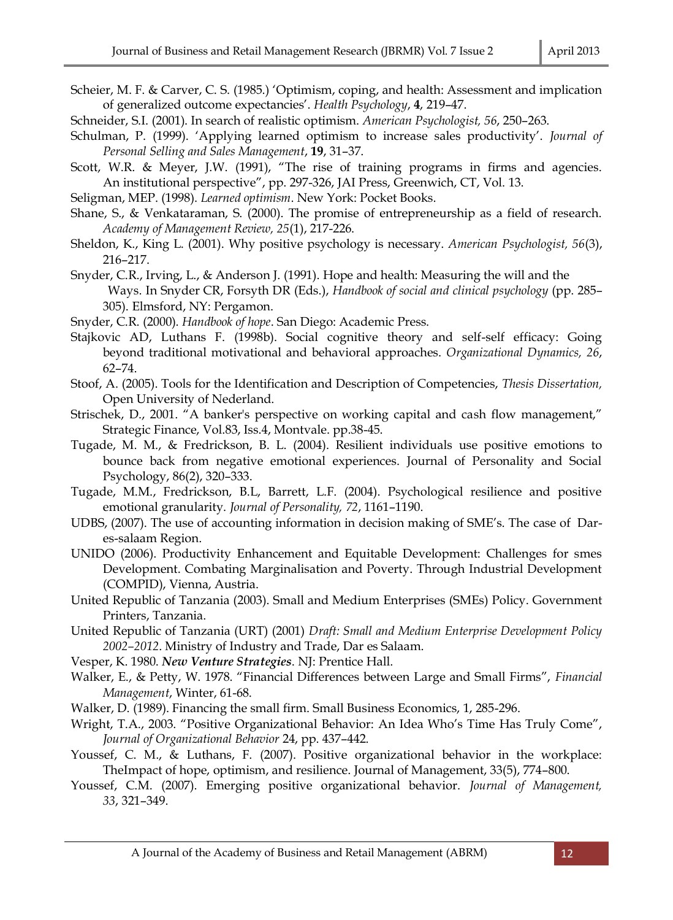Scheier, M. F. & Carver, C. S. (1985.) 'Optimism, coping, and health: Assessment and implication of generalized outcome expectancies'. *Health Psychology*, **4**, 219–47.

Schneider, S.I. (2001). In search of realistic optimism. *American Psychologist, 56*, 250–263.

Schulman, P. (1999). 'Applying learned optimism to increase sales productivity'. *Journal of Personal Selling and Sales Management*, **19**, 31–37.

Scott, W.R. & Meyer, J.W. (1991), "The rise of training programs in firms and agencies. An institutional perspective", pp. 297-326, JAI Press, Greenwich, CT, Vol. 13.

Seligman, MEP. (1998). *Learned optimism*. New York: Pocket Books.

Shane, S., & Venkataraman, S. (2000). The promise of entrepreneurship as a field of research. *Academy of Management Review, 25*(1), 217-226.

Sheldon, K., King L. (2001). Why positive psychology is necessary. *American Psychologist, 56*(3), 216–217.

Snyder, C.R., Irving, L., & Anderson J. (1991). Hope and health: Measuring the will and the Ways. In Snyder CR, Forsyth DR (Eds.), *Handbook of social and clinical psychology* (pp. 285–305). Elmsford, NY: Pergamon.

Snyder, C.R. (2000). *Handbook of hope*. San Diego: Academic Press.

Stajkovic AD, Luthans F. (1998b). Social cognitive theory and self-self efficacy: Going beyond traditional motivational and behavioral approaches. *Organizational Dynamics, 26*, 62–74.

Stoof, A. (2005). Tools for the Identification and Description of Competencies, *Thesis Dissertation*, Open University of Nederland.

Strischek, D., 2001. "A banker's perspective on working capital and cash flow management," Strategic Finance, Vol.83, Iss.4, Montvale. pp.38-45.

Tugade, M. M., & Fredrickson, B. L. (2004). Resilient individuals use positive emotions to bounce back from negative emotional experiences. Journal of Personality and Social Psychology, 86(2), 320–333.

Tugade, M.M., Fredrickson, B.L, Barrett, L.F. (2004). Psychological resilience and positive emotional granularity. *Journal of Personality, 72*, 1161–1190.

UDBS, (2007). The use of accounting information in decision making of SME's. The case of Dar-es-salaam Region.

UNIDO (2006). Productivity Enhancement and Equitable Development: Challenges for smes Development. Combating Marginalisation and Poverty. Through Industrial Development (COMPID), Vienna, Austria.

United Republic of Tanzania (2003). Small and Medium Enterprises (SMEs) Policy. Government Printers, Tanzania.

United Republic of Tanzania (URT) (2001) *Draft: Small and Medium Enterprise Development Policy 2002–2012*. Ministry of Industry and Trade, Dar es Salaam.

Vesper, K. 1980. ***New Venture Strategies***. NJ: Prentice Hall.

Walker, E., & Petty, W. 1978. "Financial Differences between Large and Small Firms", *Financial Management*, Winter, 61-68.

Walker, D. (1989). Financing the small firm. Small Business Economics, 1, 285-296.

Wright, T.A., 2003. "Positive Organizational Behavior: An Idea Who's Time Has Truly Come", *Journal of Organizational Behavior* 24, pp. 437–442.

Youssef, C. M., & Luthans, F. (2007). Positive organizational behavior in the workplace: TheImpact of hope, optimism, and resilience. Journal of Management, 33(5), 774–800.

Youssef, C.M. (2007). Emerging positive organizational behavior. *Journal of Management, 33*, 321–349.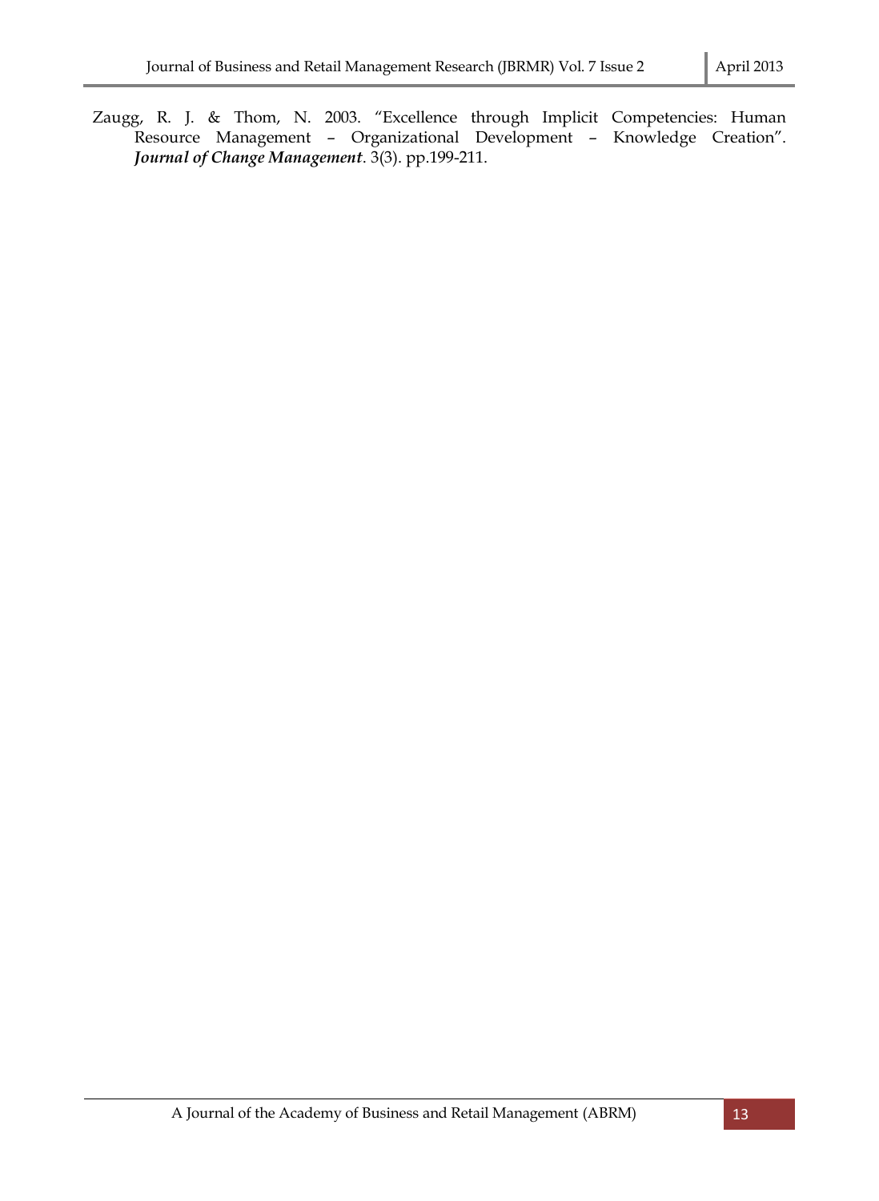Zaugg, R. J. & Thom, N. 2003. "Excellence through Implicit Competencies: Human Resource Management – Organizational Development – Knowledge Creation". ***Journal of Change Management***. 3(3). pp.199-211.